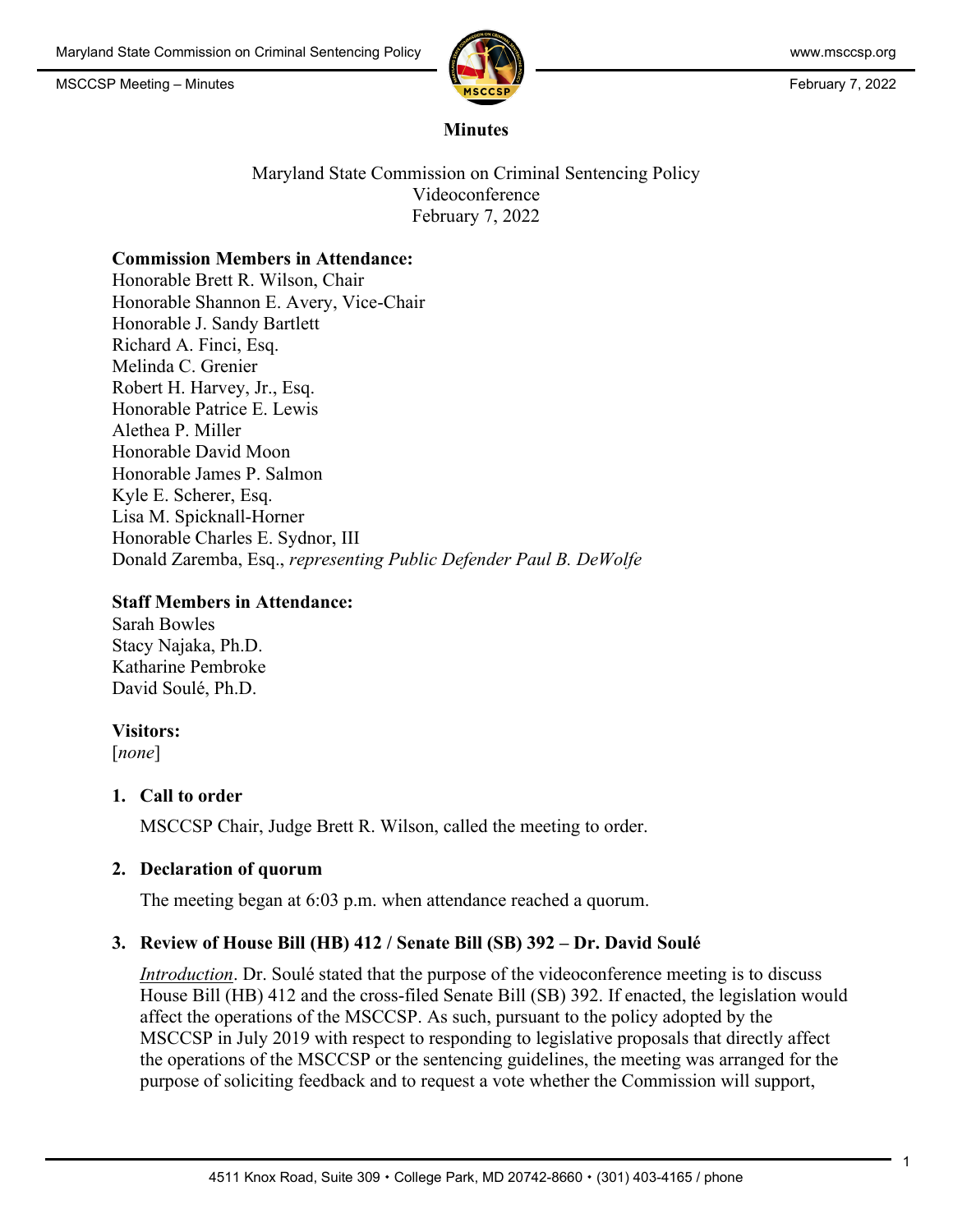# Minutes

Maryland State Commission on Criminal Sentencing Policy
Videoconference
February 7, 2022

**Commission Members in Attendance:**
Honorable Brett R. Wilson, Chair
Honorable Shannon E. Avery, Vice-Chair
Honorable J. Sandy Bartlett
Richard A. Finci, Esq.
Melinda C. Grenier
Robert H. Harvey, Jr., Esq.
Honorable Patrice E. Lewis
Alethea P. Miller
Honorable David Moon
Honorable James P. Salmon
Kyle E. Scherer, Esq.
Lisa M. Spicknall-Horner
Honorable Charles E. Sydnor, III
Donald Zaremba, Esq., *representing Public Defender Paul B. DeWolfe*

**Staff Members in Attendance:**
Sarah Bowles
Stacy Najaka, Ph.D.
Katharine Pembroke
David Soulé, Ph.D.

**Visitors:**
[*none*]

1. **Call to order**

   MSCCSP Chair, Judge Brett R. Wilson, called the meeting to order.

2. **Declaration of quorum**

   The meeting began at 6:03 p.m. when attendance reached a quorum.

3. **Review of House Bill (HB) 412 / Senate Bill (SB) 392 – Dr. David Soulé**

   *Introduction*. Dr. Soulé stated that the purpose of the videoconference meeting is to discuss House Bill (HB) 412 and the cross-filed Senate Bill (SB) 392. If enacted, the legislation would affect the operations of the MSCCSP. As such, pursuant to the policy adopted by the MSCCSP in July 2019 with respect to responding to legislative proposals that directly affect the operations of the MSCCSP or the sentencing guidelines, the meeting was arranged for the purpose of soliciting feedback and to request a vote whether the Commission will support,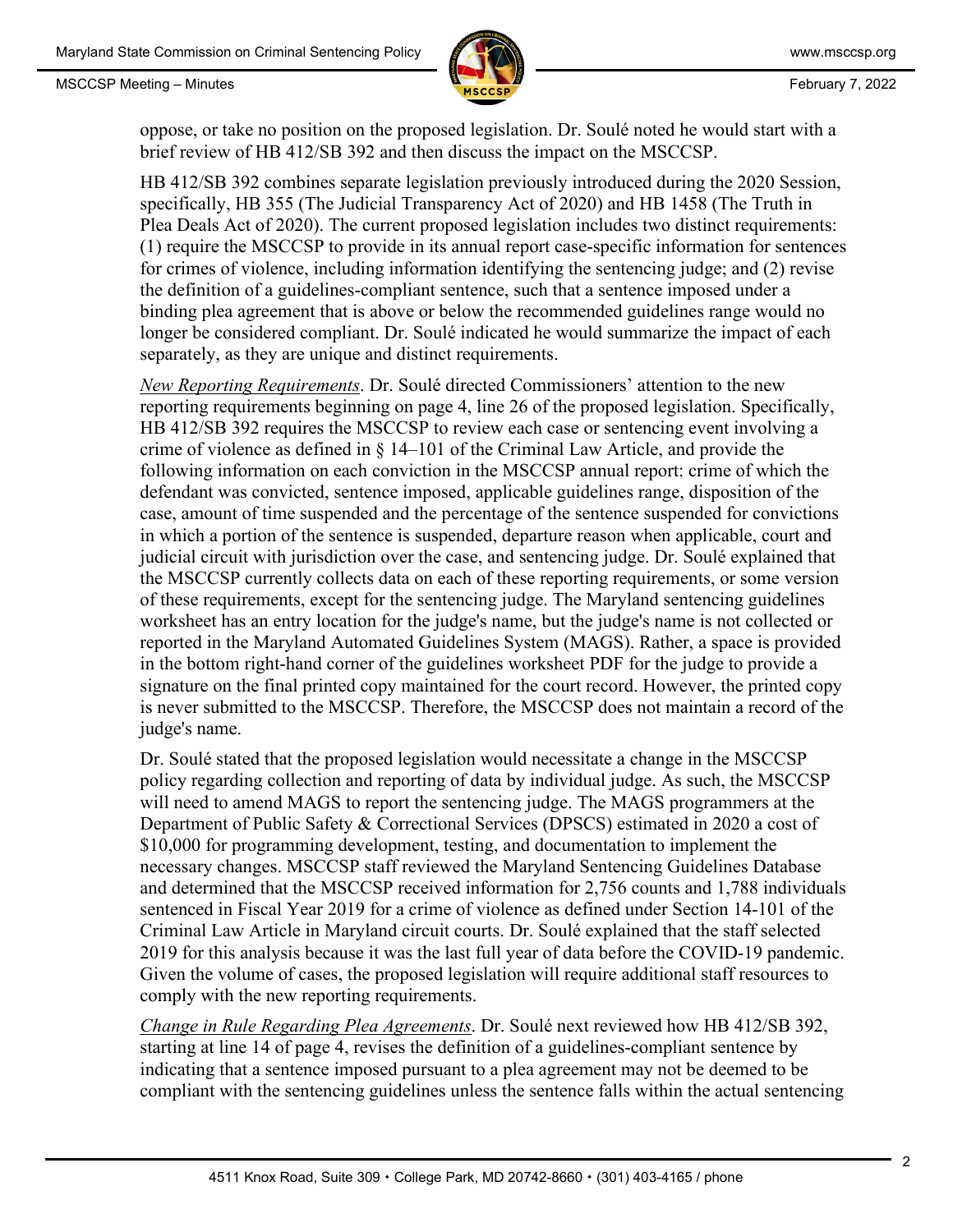oppose, or take no position on the proposed legislation. Dr. Soulé noted he would start with a brief review of HB 412/SB 392 and then discuss the impact on the MSCCSP.

HB 412/SB 392 combines separate legislation previously introduced during the 2020 Session, specifically, HB 355 (The Judicial Transparency Act of 2020) and HB 1458 (The Truth in Plea Deals Act of 2020). The current proposed legislation includes two distinct requirements: (1) require the MSCCSP to provide in its annual report case-specific information for sentences for crimes of violence, including information identifying the sentencing judge; and (2) revise the definition of a guidelines-compliant sentence, such that a sentence imposed under a binding plea agreement that is above or below the recommended guidelines range would no longer be considered compliant. Dr. Soulé indicated he would summarize the impact of each separately, as they are unique and distinct requirements.

*New Reporting Requirements*. Dr. Soulé directed Commissioners' attention to the new reporting requirements beginning on page 4, line 26 of the proposed legislation. Specifically, HB 412/SB 392 requires the MSCCSP to review each case or sentencing event involving a crime of violence as defined in § 14–101 of the Criminal Law Article, and provide the following information on each conviction in the MSCCSP annual report: crime of which the defendant was convicted, sentence imposed, applicable guidelines range, disposition of the case, amount of time suspended and the percentage of the sentence suspended for convictions in which a portion of the sentence is suspended, departure reason when applicable, court and judicial circuit with jurisdiction over the case, and sentencing judge. Dr. Soulé explained that the MSCCSP currently collects data on each of these reporting requirements, or some version of these requirements, except for the sentencing judge. The Maryland sentencing guidelines worksheet has an entry location for the judge's name, but the judge's name is not collected or reported in the Maryland Automated Guidelines System (MAGS). Rather, a space is provided in the bottom right-hand corner of the guidelines worksheet PDF for the judge to provide a signature on the final printed copy maintained for the court record. However, the printed copy is never submitted to the MSCCSP. Therefore, the MSCCSP does not maintain a record of the judge's name.

Dr. Soulé stated that the proposed legislation would necessitate a change in the MSCCSP policy regarding collection and reporting of data by individual judge. As such, the MSCCSP will need to amend MAGS to report the sentencing judge. The MAGS programmers at the Department of Public Safety & Correctional Services (DPSCS) estimated in 2020 a cost of $10,000 for programming development, testing, and documentation to implement the necessary changes. MSCCSP staff reviewed the Maryland Sentencing Guidelines Database and determined that the MSCCSP received information for 2,756 counts and 1,788 individuals sentenced in Fiscal Year 2019 for a crime of violence as defined under Section 14-101 of the Criminal Law Article in Maryland circuit courts. Dr. Soulé explained that the staff selected 2019 for this analysis because it was the last full year of data before the COVID-19 pandemic. Given the volume of cases, the proposed legislation will require additional staff resources to comply with the new reporting requirements.

*Change in Rule Regarding Plea Agreements*. Dr. Soulé next reviewed how HB 412/SB 392, starting at line 14 of page 4, revises the definition of a guidelines-compliant sentence by indicating that a sentence imposed pursuant to a plea agreement may not be deemed to be compliant with the sentencing guidelines unless the sentence falls within the actual sentencing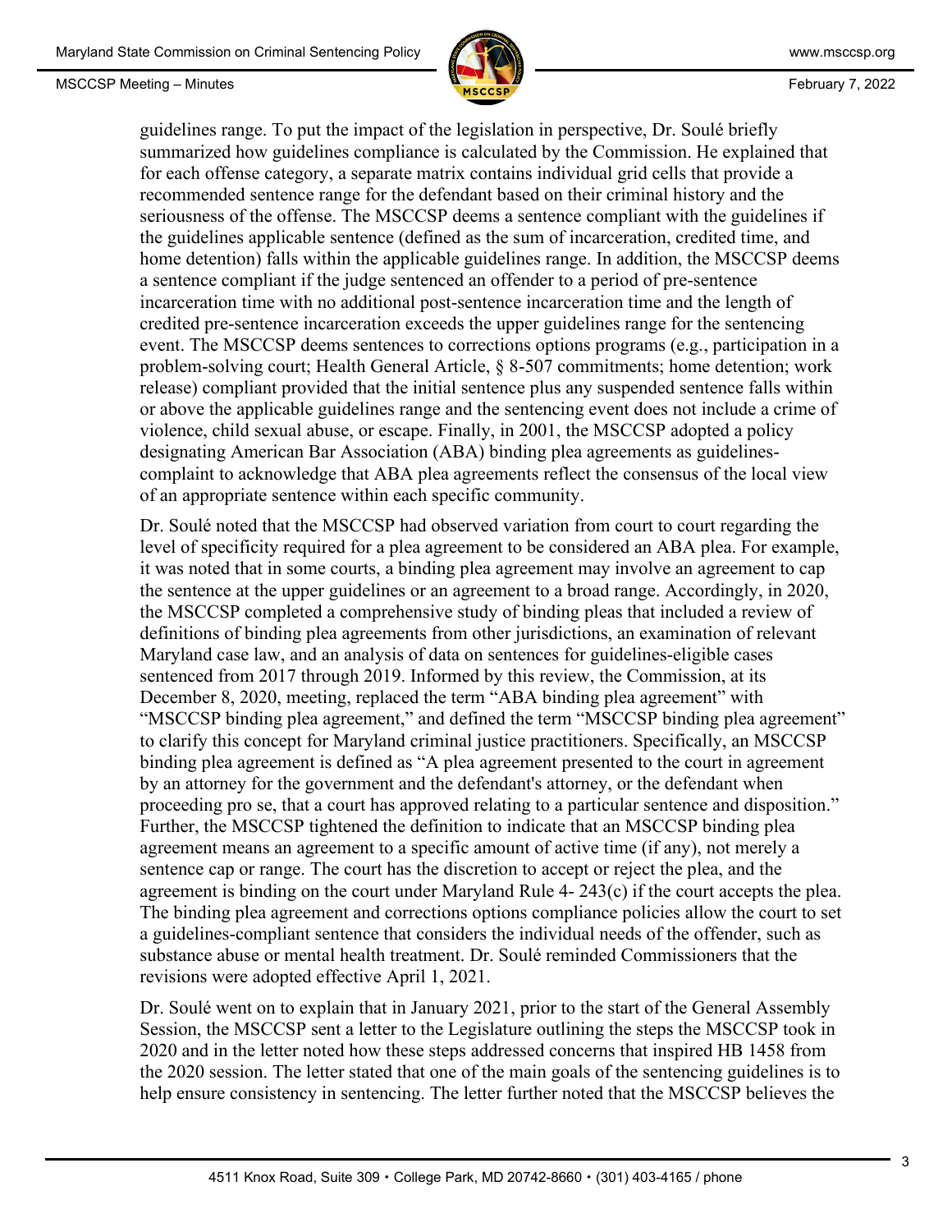guidelines range. To put the impact of the legislation in perspective, Dr. Soulé briefly summarized how guidelines compliance is calculated by the Commission. He explained that for each offense category, a separate matrix contains individual grid cells that provide a recommended sentence range for the defendant based on their criminal history and the seriousness of the offense. The MSCCSP deems a sentence compliant with the guidelines if the guidelines applicable sentence (defined as the sum of incarceration, credited time, and home detention) falls within the applicable guidelines range. In addition, the MSCCSP deems a sentence compliant if the judge sentenced an offender to a period of pre-sentence incarceration time with no additional post-sentence incarceration time and the length of credited pre-sentence incarceration exceeds the upper guidelines range for the sentencing event. The MSCCSP deems sentences to corrections options programs (e.g., participation in a problem-solving court; Health General Article, § 8-507 commitments; home detention; work release) compliant provided that the initial sentence plus any suspended sentence falls within or above the applicable guidelines range and the sentencing event does not include a crime of violence, child sexual abuse, or escape. Finally, in 2001, the MSCCSP adopted a policy designating American Bar Association (ABA) binding plea agreements as guidelines-complaint to acknowledge that ABA plea agreements reflect the consensus of the local view of an appropriate sentence within each specific community.

Dr. Soulé noted that the MSCCSP had observed variation from court to court regarding the level of specificity required for a plea agreement to be considered an ABA plea. For example, it was noted that in some courts, a binding plea agreement may involve an agreement to cap the sentence at the upper guidelines or an agreement to a broad range. Accordingly, in 2020, the MSCCSP completed a comprehensive study of binding pleas that included a review of definitions of binding plea agreements from other jurisdictions, an examination of relevant Maryland case law, and an analysis of data on sentences for guidelines-eligible cases sentenced from 2017 through 2019. Informed by this review, the Commission, at its December 8, 2020, meeting, replaced the term "ABA binding plea agreement" with "MSCCSP binding plea agreement," and defined the term "MSCCSP binding plea agreement" to clarify this concept for Maryland criminal justice practitioners. Specifically, an MSCCSP binding plea agreement is defined as "A plea agreement presented to the court in agreement by an attorney for the government and the defendant's attorney, or the defendant when proceeding pro se, that a court has approved relating to a particular sentence and disposition." Further, the MSCCSP tightened the definition to indicate that an MSCCSP binding plea agreement means an agreement to a specific amount of active time (if any), not merely a sentence cap or range. The court has the discretion to accept or reject the plea, and the agreement is binding on the court under Maryland Rule 4- 243(c) if the court accepts the plea. The binding plea agreement and corrections options compliance policies allow the court to set a guidelines-compliant sentence that considers the individual needs of the offender, such as substance abuse or mental health treatment. Dr. Soulé reminded Commissioners that the revisions were adopted effective April 1, 2021.

Dr. Soulé went on to explain that in January 2021, prior to the start of the General Assembly Session, the MSCCSP sent a letter to the Legislature outlining the steps the MSCCSP took in 2020 and in the letter noted how these steps addressed concerns that inspired HB 1458 from the 2020 session. The letter stated that one of the main goals of the sentencing guidelines is to help ensure consistency in sentencing. The letter further noted that the MSCCSP believes the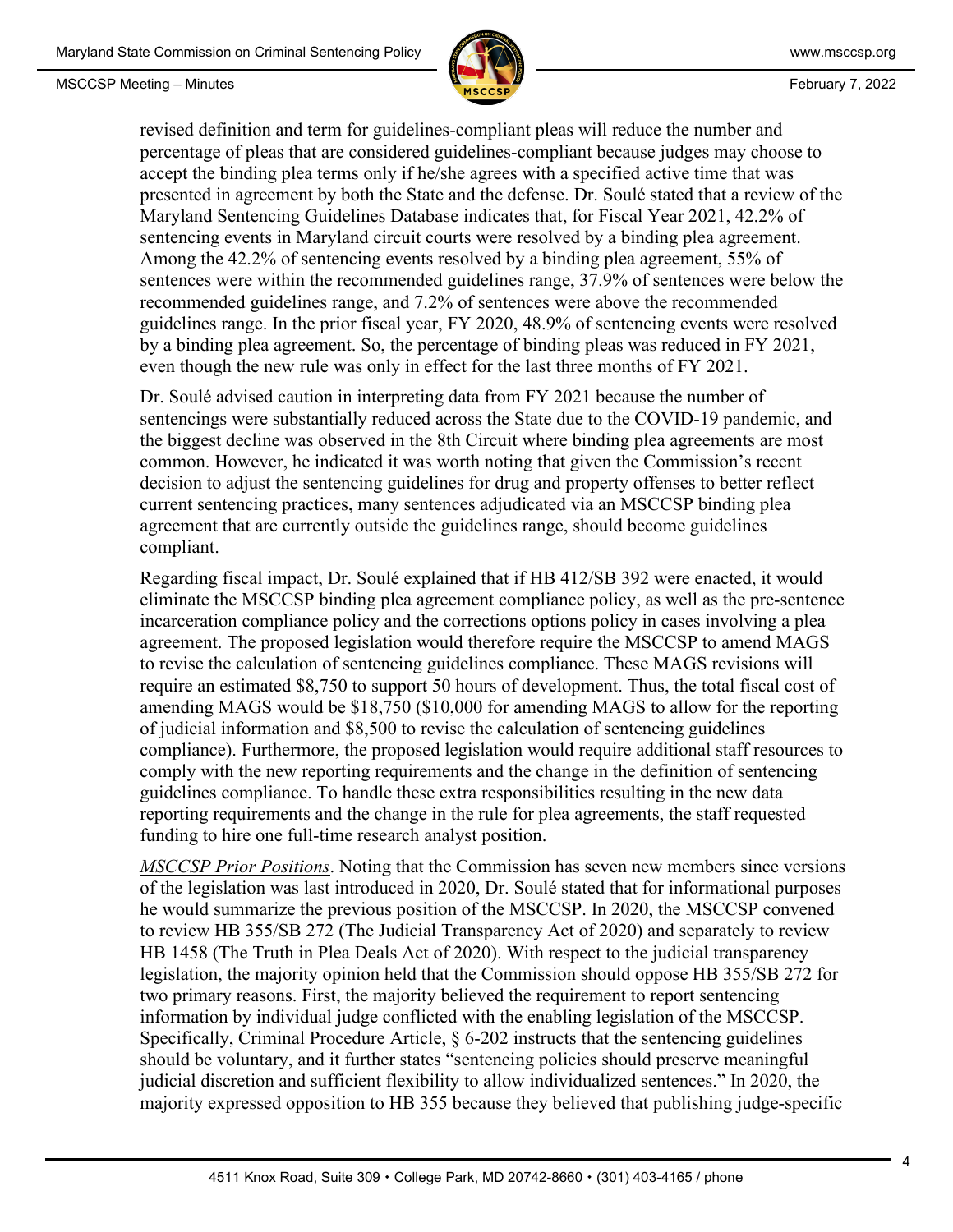revised definition and term for guidelines-compliant pleas will reduce the number and percentage of pleas that are considered guidelines-compliant because judges may choose to accept the binding plea terms only if he/she agrees with a specified active time that was presented in agreement by both the State and the defense. Dr. Soulé stated that a review of the Maryland Sentencing Guidelines Database indicates that, for Fiscal Year 2021, 42.2% of sentencing events in Maryland circuit courts were resolved by a binding plea agreement. Among the 42.2% of sentencing events resolved by a binding plea agreement, 55% of sentences were within the recommended guidelines range, 37.9% of sentences were below the recommended guidelines range, and 7.2% of sentences were above the recommended guidelines range. In the prior fiscal year, FY 2020, 48.9% of sentencing events were resolved by a binding plea agreement. So, the percentage of binding pleas was reduced in FY 2021, even though the new rule was only in effect for the last three months of FY 2021.

Dr. Soulé advised caution in interpreting data from FY 2021 because the number of sentencings were substantially reduced across the State due to the COVID-19 pandemic, and the biggest decline was observed in the 8th Circuit where binding plea agreements are most common. However, he indicated it was worth noting that given the Commission's recent decision to adjust the sentencing guidelines for drug and property offenses to better reflect current sentencing practices, many sentences adjudicated via an MSCCSP binding plea agreement that are currently outside the guidelines range, should become guidelines compliant.

Regarding fiscal impact, Dr. Soulé explained that if HB 412/SB 392 were enacted, it would eliminate the MSCCSP binding plea agreement compliance policy, as well as the pre-sentence incarceration compliance policy and the corrections options policy in cases involving a plea agreement. The proposed legislation would therefore require the MSCCSP to amend MAGS to revise the calculation of sentencing guidelines compliance. These MAGS revisions will require an estimated $8,750 to support 50 hours of development. Thus, the total fiscal cost of amending MAGS would be $18,750 ($10,000 for amending MAGS to allow for the reporting of judicial information and $8,500 to revise the calculation of sentencing guidelines compliance). Furthermore, the proposed legislation would require additional staff resources to comply with the new reporting requirements and the change in the definition of sentencing guidelines compliance. To handle these extra responsibilities resulting in the new data reporting requirements and the change in the rule for plea agreements, the staff requested funding to hire one full-time research analyst position.

*MSCCSP Prior Positions*. Noting that the Commission has seven new members since versions of the legislation was last introduced in 2020, Dr. Soulé stated that for informational purposes he would summarize the previous position of the MSCCSP. In 2020, the MSCCSP convened to review HB 355/SB 272 (The Judicial Transparency Act of 2020) and separately to review HB 1458 (The Truth in Plea Deals Act of 2020). With respect to the judicial transparency legislation, the majority opinion held that the Commission should oppose HB 355/SB 272 for two primary reasons. First, the majority believed the requirement to report sentencing information by individual judge conflicted with the enabling legislation of the MSCCSP. Specifically, Criminal Procedure Article, § 6-202 instructs that the sentencing guidelines should be voluntary, and it further states "sentencing policies should preserve meaningful judicial discretion and sufficient flexibility to allow individualized sentences." In 2020, the majority expressed opposition to HB 355 because they believed that publishing judge-specific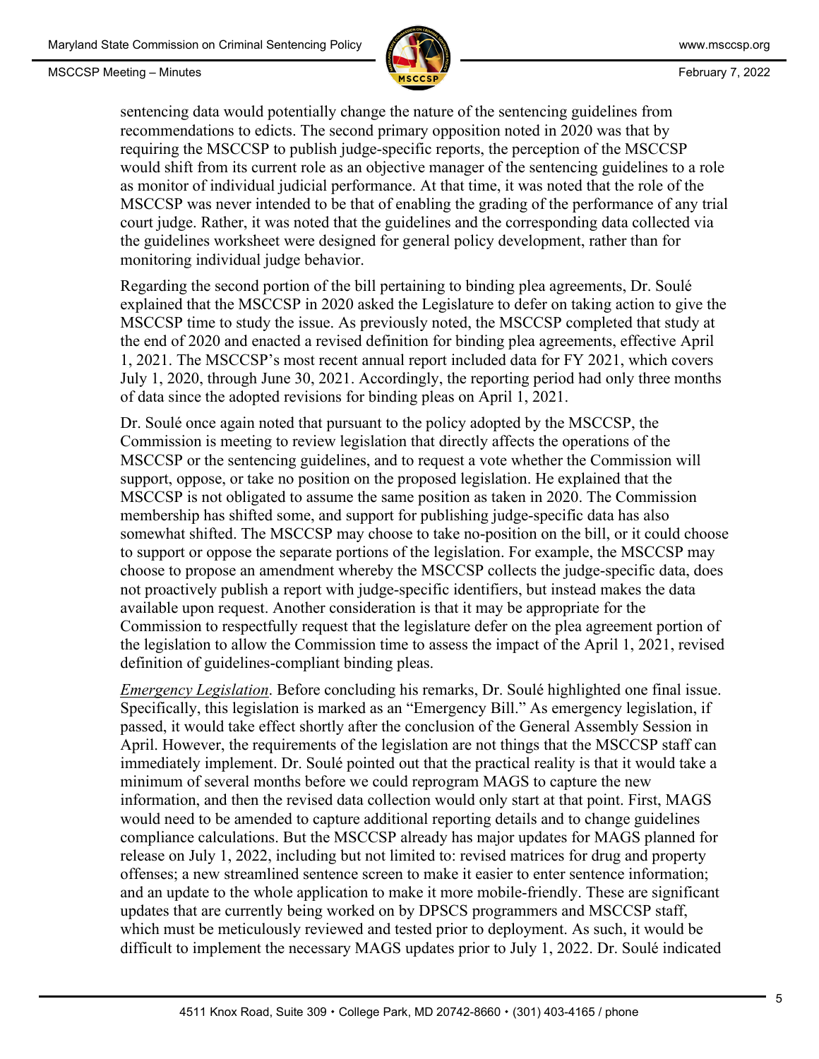sentencing data would potentially change the nature of the sentencing guidelines from recommendations to edicts. The second primary opposition noted in 2020 was that by requiring the MSCCSP to publish judge-specific reports, the perception of the MSCCSP would shift from its current role as an objective manager of the sentencing guidelines to a role as monitor of individual judicial performance. At that time, it was noted that the role of the MSCCSP was never intended to be that of enabling the grading of the performance of any trial court judge. Rather, it was noted that the guidelines and the corresponding data collected via the guidelines worksheet were designed for general policy development, rather than for monitoring individual judge behavior.

Regarding the second portion of the bill pertaining to binding plea agreements, Dr. Soulé explained that the MSCCSP in 2020 asked the Legislature to defer on taking action to give the MSCCSP time to study the issue. As previously noted, the MSCCSP completed that study at the end of 2020 and enacted a revised definition for binding plea agreements, effective April 1, 2021. The MSCCSP's most recent annual report included data for FY 2021, which covers July 1, 2020, through June 30, 2021. Accordingly, the reporting period had only three months of data since the adopted revisions for binding pleas on April 1, 2021.

Dr. Soulé once again noted that pursuant to the policy adopted by the MSCCSP, the Commission is meeting to review legislation that directly affects the operations of the MSCCSP or the sentencing guidelines, and to request a vote whether the Commission will support, oppose, or take no position on the proposed legislation. He explained that the MSCCSP is not obligated to assume the same position as taken in 2020. The Commission membership has shifted some, and support for publishing judge-specific data has also somewhat shifted. The MSCCSP may choose to take no-position on the bill, or it could choose to support or oppose the separate portions of the legislation. For example, the MSCCSP may choose to propose an amendment whereby the MSCCSP collects the judge-specific data, does not proactively publish a report with judge-specific identifiers, but instead makes the data available upon request. Another consideration is that it may be appropriate for the Commission to respectfully request that the legislature defer on the plea agreement portion of the legislation to allow the Commission time to assess the impact of the April 1, 2021, revised definition of guidelines-compliant binding pleas.

*Emergency Legislation*. Before concluding his remarks, Dr. Soulé highlighted one final issue. Specifically, this legislation is marked as an "Emergency Bill." As emergency legislation, if passed, it would take effect shortly after the conclusion of the General Assembly Session in April. However, the requirements of the legislation are not things that the MSCCSP staff can immediately implement. Dr. Soulé pointed out that the practical reality is that it would take a minimum of several months before we could reprogram MAGS to capture the new information, and then the revised data collection would only start at that point. First, MAGS would need to be amended to capture additional reporting details and to change guidelines compliance calculations. But the MSCCSP already has major updates for MAGS planned for release on July 1, 2022, including but not limited to: revised matrices for drug and property offenses; a new streamlined sentence screen to make it easier to enter sentence information; and an update to the whole application to make it more mobile-friendly. These are significant updates that are currently being worked on by DPSCS programmers and MSCCSP staff, which must be meticulously reviewed and tested prior to deployment. As such, it would be difficult to implement the necessary MAGS updates prior to July 1, 2022. Dr. Soulé indicated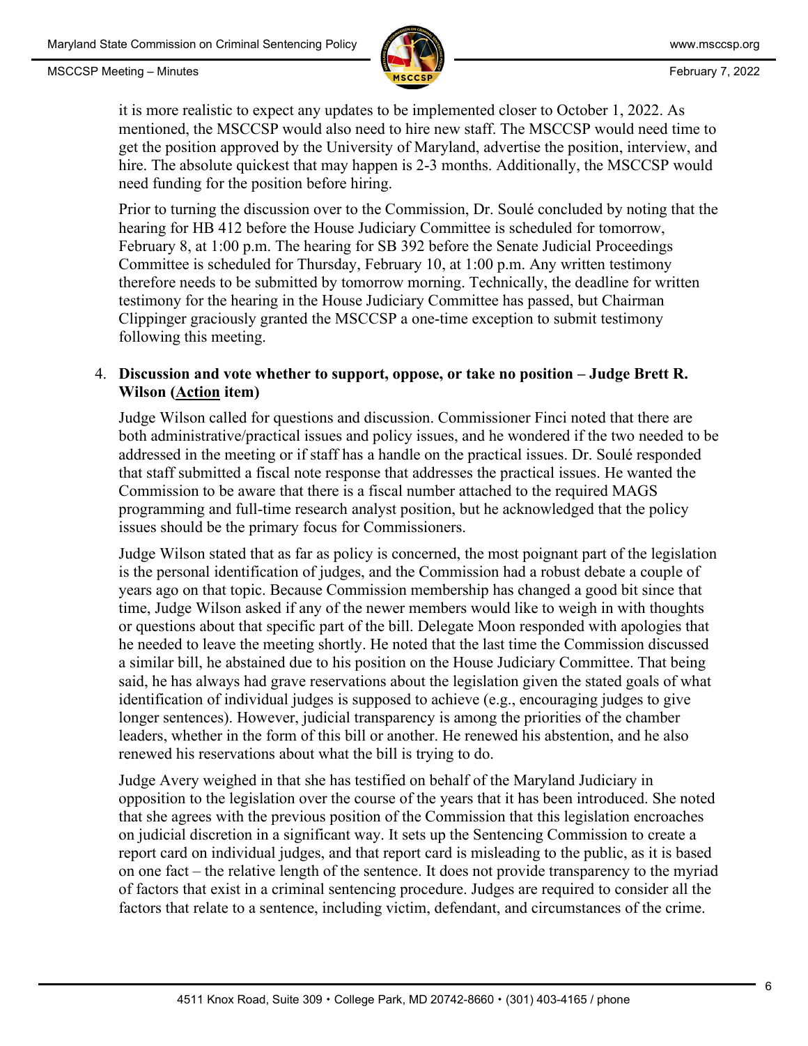it is more realistic to expect any updates to be implemented closer to October 1, 2022. As mentioned, the MSCCSP would also need to hire new staff. The MSCCSP would need time to get the position approved by the University of Maryland, advertise the position, interview, and hire. The absolute quickest that may happen is 2-3 months. Additionally, the MSCCSP would need funding for the position before hiring.

Prior to turning the discussion over to the Commission, Dr. Soulé concluded by noting that the hearing for HB 412 before the House Judiciary Committee is scheduled for tomorrow, February 8, at 1:00 p.m. The hearing for SB 392 before the Senate Judicial Proceedings Committee is scheduled for Thursday, February 10, at 1:00 p.m. Any written testimony therefore needs to be submitted by tomorrow morning. Technically, the deadline for written testimony for the hearing in the House Judiciary Committee has passed, but Chairman Clippinger graciously granted the MSCCSP a one-time exception to submit testimony following this meeting.

4. **Discussion and vote whether to support, oppose, or take no position – Judge Brett R. Wilson (Action item)**

   Judge Wilson called for questions and discussion. Commissioner Finci noted that there are both administrative/practical issues and policy issues, and he wondered if the two needed to be addressed in the meeting or if staff has a handle on the practical issues. Dr. Soulé responded that staff submitted a fiscal note response that addresses the practical issues. He wanted the Commission to be aware that there is a fiscal number attached to the required MAGS programming and full-time research analyst position, but he acknowledged that the policy issues should be the primary focus for Commissioners.

   Judge Wilson stated that as far as policy is concerned, the most poignant part of the legislation is the personal identification of judges, and the Commission had a robust debate a couple of years ago on that topic. Because Commission membership has changed a good bit since that time, Judge Wilson asked if any of the newer members would like to weigh in with thoughts or questions about that specific part of the bill. Delegate Moon responded with apologies that he needed to leave the meeting shortly. He noted that the last time the Commission discussed a similar bill, he abstained due to his position on the House Judiciary Committee. That being said, he has always had grave reservations about the legislation given the stated goals of what identification of individual judges is supposed to achieve (e.g., encouraging judges to give longer sentences). However, judicial transparency is among the priorities of the chamber leaders, whether in the form of this bill or another. He renewed his abstention, and he also renewed his reservations about what the bill is trying to do.

   Judge Avery weighed in that she has testified on behalf of the Maryland Judiciary in opposition to the legislation over the course of the years that it has been introduced. She noted that she agrees with the previous position of the Commission that this legislation encroaches on judicial discretion in a significant way. It sets up the Sentencing Commission to create a report card on individual judges, and that report card is misleading to the public, as it is based on one fact – the relative length of the sentence. It does not provide transparency to the myriad of factors that exist in a criminal sentencing procedure. Judges are required to consider all the factors that relate to a sentence, including victim, defendant, and circumstances of the crime.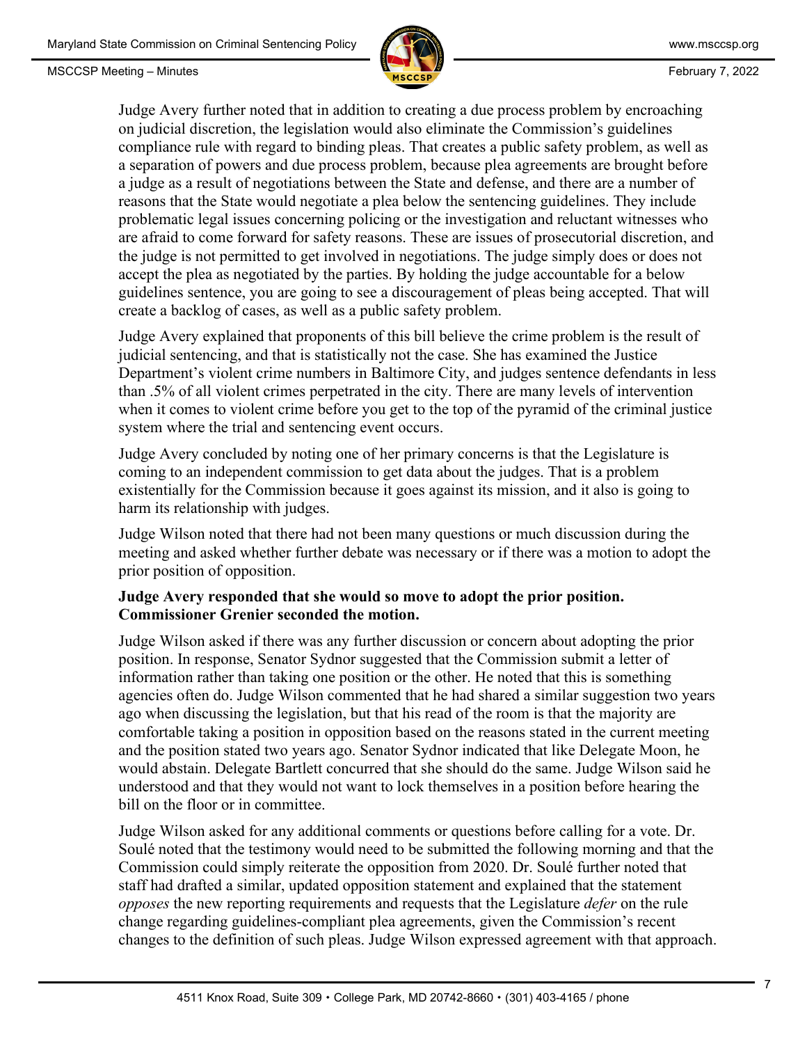Judge Avery further noted that in addition to creating a due process problem by encroaching on judicial discretion, the legislation would also eliminate the Commission's guidelines compliance rule with regard to binding pleas. That creates a public safety problem, as well as a separation of powers and due process problem, because plea agreements are brought before a judge as a result of negotiations between the State and defense, and there are a number of reasons that the State would negotiate a plea below the sentencing guidelines. They include problematic legal issues concerning policing or the investigation and reluctant witnesses who are afraid to come forward for safety reasons. These are issues of prosecutorial discretion, and the judge is not permitted to get involved in negotiations. The judge simply does or does not accept the plea as negotiated by the parties. By holding the judge accountable for a below guidelines sentence, you are going to see a discouragement of pleas being accepted. That will create a backlog of cases, as well as a public safety problem.

Judge Avery explained that proponents of this bill believe the crime problem is the result of judicial sentencing, and that is statistically not the case. She has examined the Justice Department's violent crime numbers in Baltimore City, and judges sentence defendants in less than .5% of all violent crimes perpetrated in the city. There are many levels of intervention when it comes to violent crime before you get to the top of the pyramid of the criminal justice system where the trial and sentencing event occurs.

Judge Avery concluded by noting one of her primary concerns is that the Legislature is coming to an independent commission to get data about the judges. That is a problem existentially for the Commission because it goes against its mission, and it also is going to harm its relationship with judges.

Judge Wilson noted that there had not been many questions or much discussion during the meeting and asked whether further debate was necessary or if there was a motion to adopt the prior position of opposition.

**Judge Avery responded that she would so move to adopt the prior position. Commissioner Grenier seconded the motion.**

Judge Wilson asked if there was any further discussion or concern about adopting the prior position. In response, Senator Sydnor suggested that the Commission submit a letter of information rather than taking one position or the other. He noted that this is something agencies often do. Judge Wilson commented that he had shared a similar suggestion two years ago when discussing the legislation, but that his read of the room is that the majority are comfortable taking a position in opposition based on the reasons stated in the current meeting and the position stated two years ago. Senator Sydnor indicated that like Delegate Moon, he would abstain. Delegate Bartlett concurred that she should do the same. Judge Wilson said he understood and that they would not want to lock themselves in a position before hearing the bill on the floor or in committee.

Judge Wilson asked for any additional comments or questions before calling for a vote. Dr. Soulé noted that the testimony would need to be submitted the following morning and that the Commission could simply reiterate the opposition from 2020. Dr. Soulé further noted that staff had drafted a similar, updated opposition statement and explained that the statement *opposes* the new reporting requirements and requests that the Legislature *defer* on the rule change regarding guidelines-compliant plea agreements, given the Commission's recent changes to the definition of such pleas. Judge Wilson expressed agreement with that approach.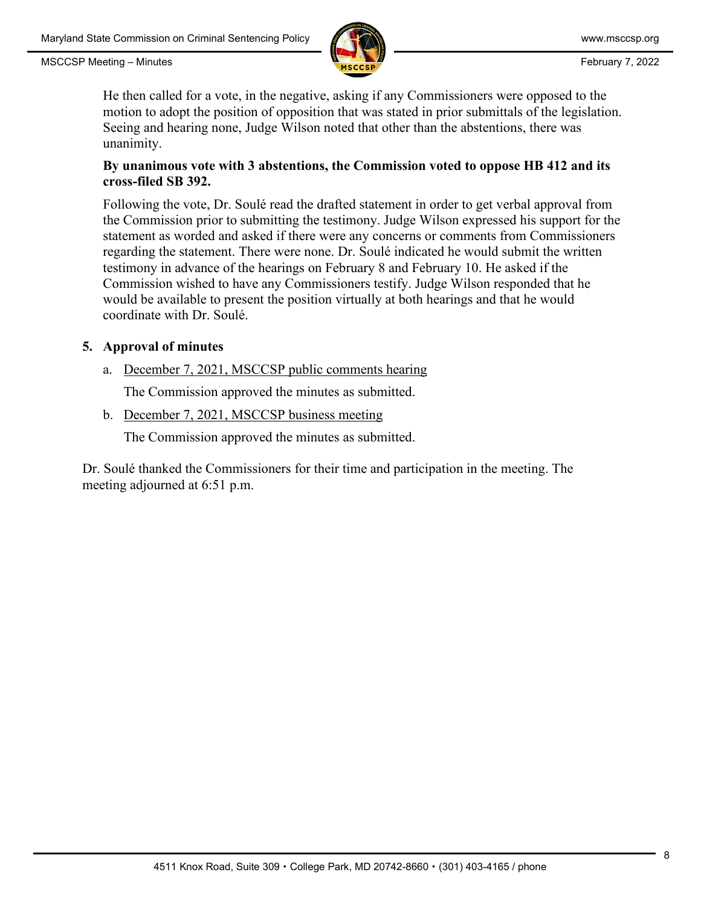He then called for a vote, in the negative, asking if any Commissioners were opposed to the motion to adopt the position of opposition that was stated in prior submittals of the legislation. Seeing and hearing none, Judge Wilson noted that other than the abstentions, there was unanimity.

**By unanimous vote with 3 abstentions, the Commission voted to oppose HB 412 and its cross-filed SB 392.**

Following the vote, Dr. Soulé read the drafted statement in order to get verbal approval from the Commission prior to submitting the testimony. Judge Wilson expressed his support for the statement as worded and asked if there were any concerns or comments from Commissioners regarding the statement. There were none. Dr. Soulé indicated he would submit the written testimony in advance of the hearings on February 8 and February 10. He asked if the Commission wished to have any Commissioners testify. Judge Wilson responded that he would be available to present the position virtually at both hearings and that he would coordinate with Dr. Soulé.

## 5. Approval of minutes

a. December 7, 2021, MSCCSP public comments hearing

   The Commission approved the minutes as submitted.

b. December 7, 2021, MSCCSP business meeting

   The Commission approved the minutes as submitted.

Dr. Soulé thanked the Commissioners for their time and participation in the meeting. The meeting adjourned at 6:51 p.m.